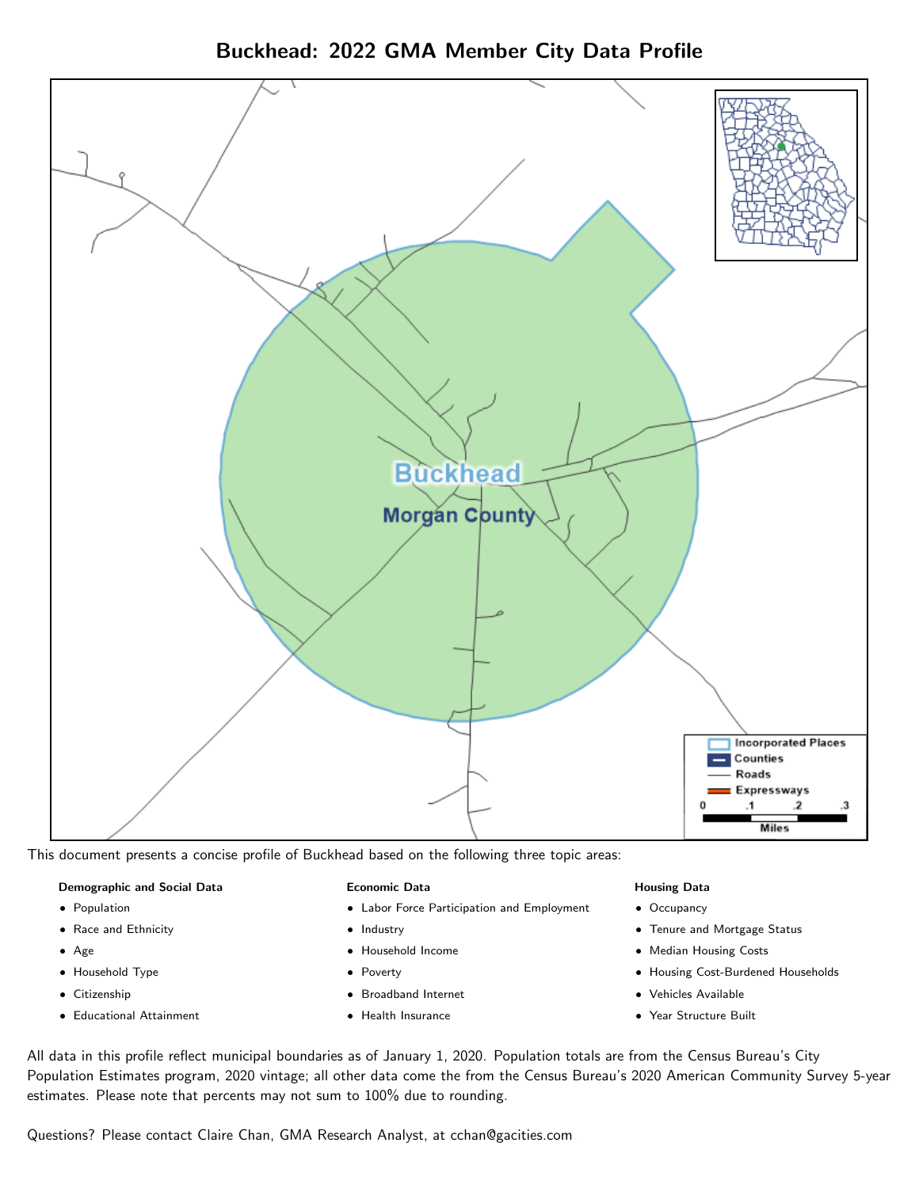# Buckhead: 2022 GMA Member City Data Profile

This document presents a concise profile of Buckhead based on the following three topic areas:

**Demographic and Social Data**

- Population
- Race and Ethnicity
- Age
- Household Type
- Citizenship
- Educational Attainment

**Economic Data**

- Labor Force Participation and Employment
- Industry
- Household Income
- Poverty
- Broadband Internet
- Health Insurance

**Housing Data**

- Occupancy
- Tenure and Mortgage Status
- Median Housing Costs
- Housing Cost-Burdened Households
- Vehicles Available
- Year Structure Built

All data in this profile reflect municipal boundaries as of January 1, 2020. Population totals are from the Census Bureau's City Population Estimates program, 2020 vintage; all other data come the from the Census Bureau's 2020 American Community Survey 5-year estimates. Please note that percents may not sum to 100% due to rounding.

Questions? Please contact Claire Chan, GMA Research Analyst, at cchan@gacities.com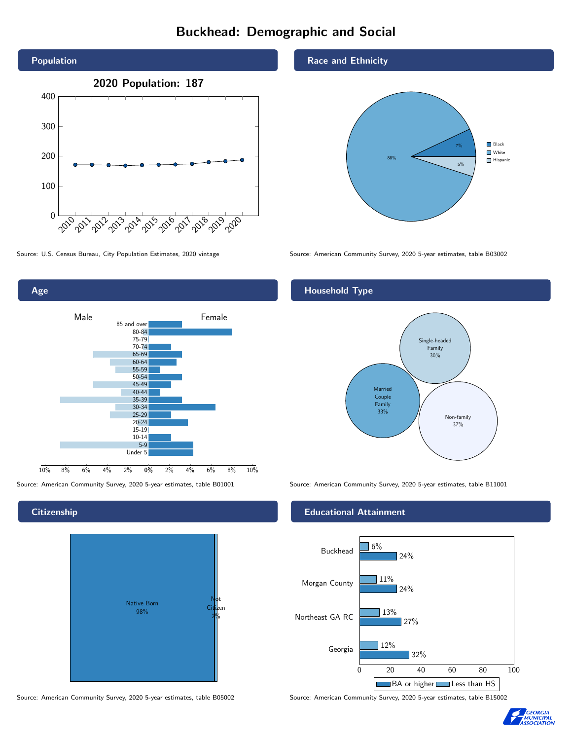# Buckhead: Demographic and Social

## Population

2020 Population: 187

Source: U.S. Census Bureau, City Population Estimates, 2020 vintage

## Race and Ethnicity

| Group | Percent |
|---|---|
| Black | 7% |
| White | 88% |
| Hispanic | 5% |

Source: American Community Survey, 2020 5-year estimates, table B03002

## Age

Source: American Community Survey, 2020 5-year estimates, table B01001

## Household Type

| Household Type | Percent |
|---|---|
| Single-headed Family | 30% |
| Married Couple Family | 33% |
| Non-family | 37% |

Source: American Community Survey, 2020 5-year estimates, table B11001

## Citizenship

| Category | Percent |
|---|---|
| Native Born | 98% |
| Not Citizen | 2% |

Source: American Community Survey, 2020 5-year estimates, table B05002

## Educational Attainment

| Area | Less than HS | BA or higher |
|---|---|---|
| Buckhead | 6% | 24% |
| Morgan County | 11% | 24% |
| Northeast GA RC | 13% | 27% |
| Georgia | 12% | 32% |

Source: American Community Survey, 2020 5-year estimates, table B15002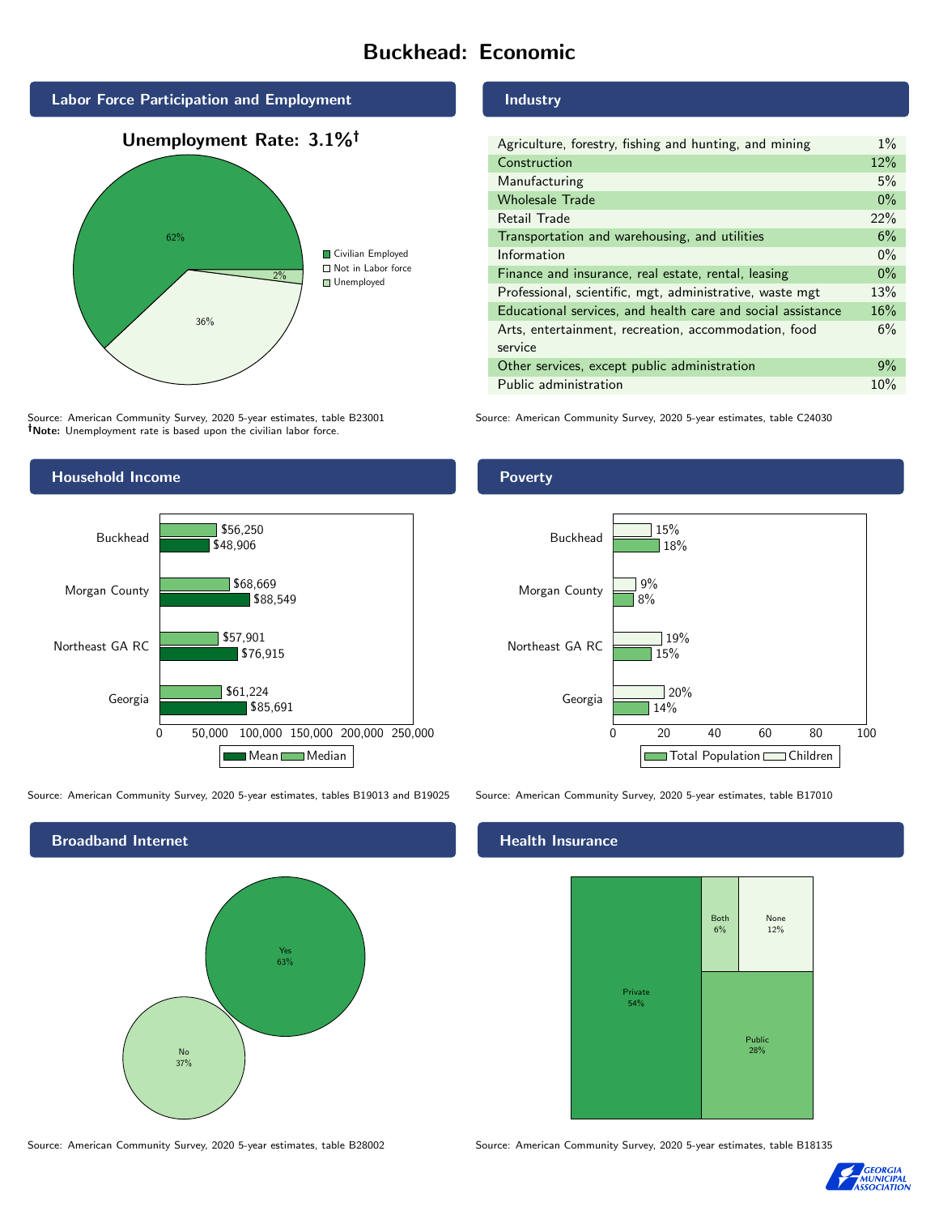# Buckhead: Economic

## Labor Force Participation and Employment

**Unemployment Rate: 3.1%†**

| Category | Percent |
|---|---|
| Civilian Employed | 62% |
| Not in Labor force | 36% |
| Unemployed | 2% |

Source: American Community Survey, 2020 5-year estimates, table B23001
**†Note:** Unemployment rate is based upon the civilian labor force.

## Industry

| Industry | Percent |
|---|---|
| Agriculture, forestry, fishing and hunting, and mining | 1% |
| Construction | 12% |
| Manufacturing | 5% |
| Wholesale Trade | 0% |
| Retail Trade | 22% |
| Transportation and warehousing, and utilities | 6% |
| Information | 0% |
| Finance and insurance, real estate, rental, leasing | 0% |
| Professional, scientific, mgt, administrative, waste mgt | 13% |
| Educational services, and health care and social assistance | 16% |
| Arts, entertainment, recreation, accommodation, food service | 6% |
| Other services, except public administration | 9% |
| Public administration | 10% |

Source: American Community Survey, 2020 5-year estimates, table C24030

## Household Income

| | Median | Mean |
|---|---|---|
| Buckhead | $56,250 | $48,906 |
| Morgan County | $68,669 | $88,549 |
| Northeast GA RC | $57,901 | $76,915 |
| Georgia | $61,224 | $85,691 |

Source: American Community Survey, 2020 5-year estimates, tables B19013 and B19025

## Poverty

| | Children | Total Population |
|---|---|---|
| Buckhead | 15% | 18% |
| Morgan County | 9% | 8% |
| Northeast GA RC | 19% | 15% |
| Georgia | 20% | 14% |

Source: American Community Survey, 2020 5-year estimates, table B17010

## Broadband Internet

| Response | Percent |
|---|---|
| Yes | 63% |
| No | 37% |

Source: American Community Survey, 2020 5-year estimates, table B28002

## Health Insurance

| Type | Percent |
|---|---|
| Private | 54% |
| Public | 28% |
| Both | 6% |
| None | 12% |

Source: American Community Survey, 2020 5-year estimates, table B18135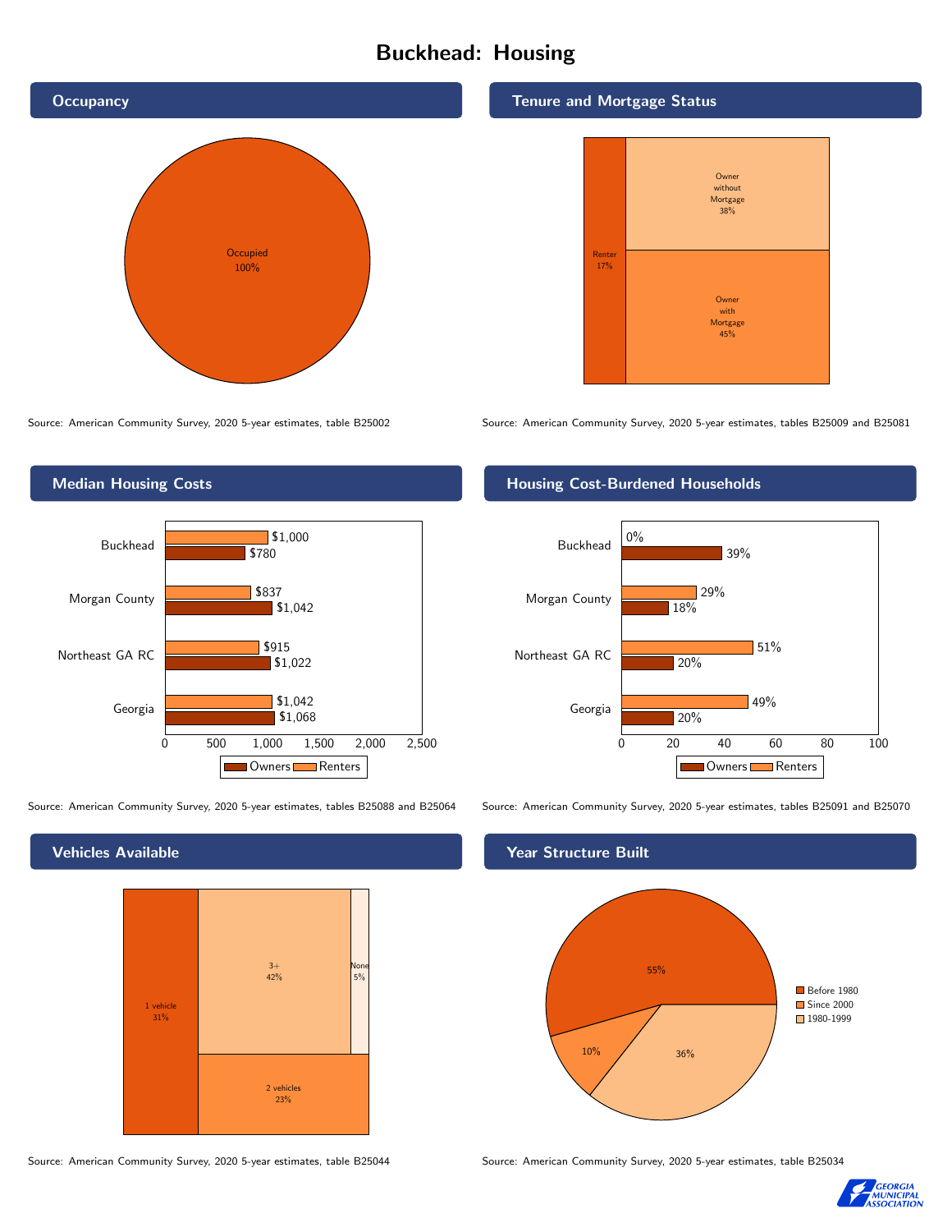# Buckhead: Housing

## Occupancy

Occupied
100%

Source: American Community Survey, 2020 5-year estimates, table B25002

## Tenure and Mortgage Status

Renter
17%

Owner
without
Mortgage
38%

Owner
with
Mortgage
45%

Source: American Community Survey, 2020 5-year estimates, tables B25009 and B25081

## Median Housing Costs

Buckhead
$1,000
$780

Morgan County
$837
$1,042

Northeast GA RC
$915
$1,022

Georgia
$1,042
$1,068

0
500
1,000
1,500
2,000
2,500

Owners
Renters

Source: American Community Survey, 2020 5-year estimates, tables B25088 and B25064

## Housing Cost-Burdened Households

Buckhead
0%
39%

Morgan County
29%
18%

Northeast GA RC
51%
20%

Georgia
49%
20%

0
20
40
60
80
100

Owners
Renters

Source: American Community Survey, 2020 5-year estimates, tables B25091 and B25070

## Vehicles Available

1 vehicle
31%

3+
42%

None
5%

2 vehicles
23%

Source: American Community Survey, 2020 5-year estimates, table B25044

## Year Structure Built

55%
10%
36%

Before 1980
Since 2000
1980-1999

Source: American Community Survey, 2020 5-year estimates, table B25034